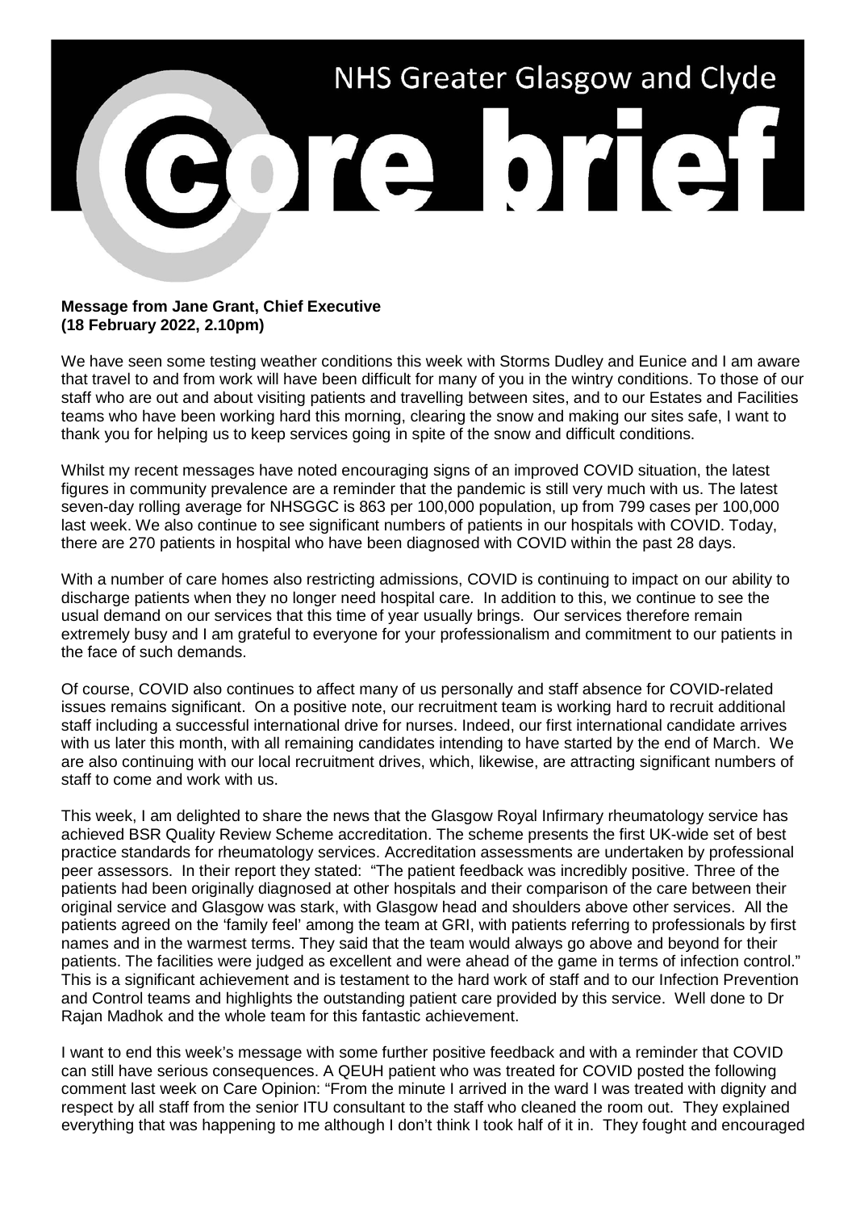# NHS Greater Glasgow and Clyde

# core brief

**Message from Jane Grant, Chief Executive**
**(18 February 2022, 2.10pm)**

We have seen some testing weather conditions this week with Storms Dudley and Eunice and I am aware that travel to and from work will have been difficult for many of you in the wintry conditions. To those of our staff who are out and about visiting patients and travelling between sites, and to our Estates and Facilities teams who have been working hard this morning, clearing the snow and making our sites safe, I want to thank you for helping us to keep services going in spite of the snow and difficult conditions.

Whilst my recent messages have noted encouraging signs of an improved COVID situation, the latest figures in community prevalence are a reminder that the pandemic is still very much with us. The latest seven-day rolling average for NHSGGC is 863 per 100,000 population, up from 799 cases per 100,000 last week. We also continue to see significant numbers of patients in our hospitals with COVID. Today, there are 270 patients in hospital who have been diagnosed with COVID within the past 28 days.

With a number of care homes also restricting admissions, COVID is continuing to impact on our ability to discharge patients when they no longer need hospital care. In addition to this, we continue to see the usual demand on our services that this time of year usually brings. Our services therefore remain extremely busy and I am grateful to everyone for your professionalism and commitment to our patients in the face of such demands.

Of course, COVID also continues to affect many of us personally and staff absence for COVID-related issues remains significant. On a positive note, our recruitment team is working hard to recruit additional staff including a successful international drive for nurses. Indeed, our first international candidate arrives with us later this month, with all remaining candidates intending to have started by the end of March. We are also continuing with our local recruitment drives, which, likewise, are attracting significant numbers of staff to come and work with us.

This week, I am delighted to share the news that the Glasgow Royal Infirmary rheumatology service has achieved BSR Quality Review Scheme accreditation. The scheme presents the first UK-wide set of best practice standards for rheumatology services. Accreditation assessments are undertaken by professional peer assessors. In their report they stated: "The patient feedback was incredibly positive. Three of the patients had been originally diagnosed at other hospitals and their comparison of the care between their original service and Glasgow was stark, with Glasgow head and shoulders above other services. All the patients agreed on the 'family feel' among the team at GRI, with patients referring to professionals by first names and in the warmest terms. They said that the team would always go above and beyond for their patients. The facilities were judged as excellent and were ahead of the game in terms of infection control." This is a significant achievement and is testament to the hard work of staff and to our Infection Prevention and Control teams and highlights the outstanding patient care provided by this service. Well done to Dr Rajan Madhok and the whole team for this fantastic achievement.

I want to end this week's message with some further positive feedback and with a reminder that COVID can still have serious consequences. A QEUH patient who was treated for COVID posted the following comment last week on Care Opinion: "From the minute I arrived in the ward I was treated with dignity and respect by all staff from the senior ITU consultant to the staff who cleaned the room out. They explained everything that was happening to me although I don't think I took half of it in. They fought and encouraged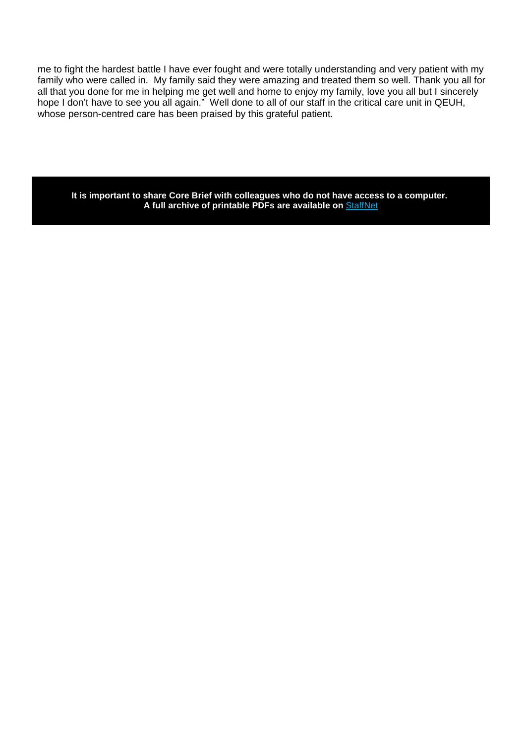me to fight the hardest battle I have ever fought and were totally understanding and very patient with my family who were called in. My family said they were amazing and treated them so well. Thank you all for all that you done for me in helping me get well and home to enjoy my family, love you all but I sincerely hope I don't have to see you all again." Well done to all of our staff in the critical care unit in QEUH, whose person-centred care has been praised by this grateful patient.

**It is important to share Core Brief with colleagues who do not have access to a computer.**
**A full archive of printable PDFs are available on** StaffNet